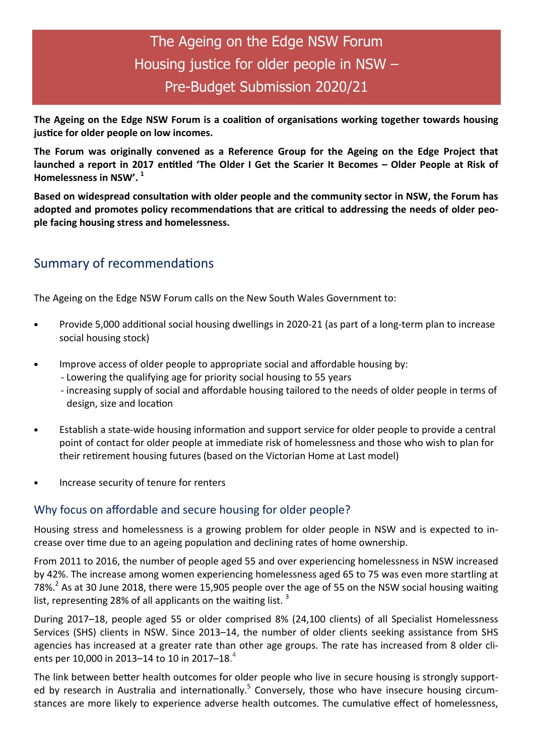# The Ageing on the Edge NSW Forum
# Housing justice for older people in NSW – Pre-Budget Submission 2020/21

**The Ageing on the Edge NSW Forum is a coalition of organisations working together towards housing justice for older people on low incomes.**

**The Forum was originally convened as a Reference Group for the Ageing on the Edge Project that launched a report in 2017 entitled 'The Older I Get the Scarier It Becomes – Older People at Risk of Homelessness in NSW'.** [1]

**Based on widespread consultation with older people and the community sector in NSW, the Forum has adopted and promotes policy recommendations that are critical to addressing the needs of older people facing housing stress and homelessness.**

## Summary of recommendations

The Ageing on the Edge NSW Forum calls on the New South Wales Government to:

- Provide 5,000 additional social housing dwellings in 2020-21 (as part of a long-term plan to increase social housing stock)
- Improve access of older people to appropriate social and affordable housing by:
  - Lowering the qualifying age for priority social housing to 55 years
  - increasing supply of social and affordable housing tailored to the needs of older people in terms of design, size and location
- Establish a state-wide housing information and support service for older people to provide a central point of contact for older people at immediate risk of homelessness and those who wish to plan for their retirement housing futures (based on the Victorian Home at Last model)
- Increase security of tenure for renters

## Why focus on affordable and secure housing for older people?

Housing stress and homelessness is a growing problem for older people in NSW and is expected to increase over time due to an ageing population and declining rates of home ownership.

From 2011 to 2016, the number of people aged 55 and over experiencing homelessness in NSW increased by 42%. The increase among women experiencing homelessness aged 65 to 75 was even more startling at 78%.[2] As at 30 June 2018, there were 15,905 people over the age of 55 on the NSW social housing waiting list, representing 28% of all applicants on the waiting list. [3]

During 2017–18, people aged 55 or older comprised 8% (24,100 clients) of all Specialist Homelessness Services (SHS) clients in NSW. Since 2013–14, the number of older clients seeking assistance from SHS agencies has increased at a greater rate than other age groups. The rate has increased from 8 older clients per 10,000 in 2013–14 to 10 in 2017–18.[4]

The link between better health outcomes for older people who live in secure housing is strongly supported by research in Australia and internationally.[5] Conversely, those who have insecure housing circumstances are more likely to experience adverse health outcomes. The cumulative effect of homelessness,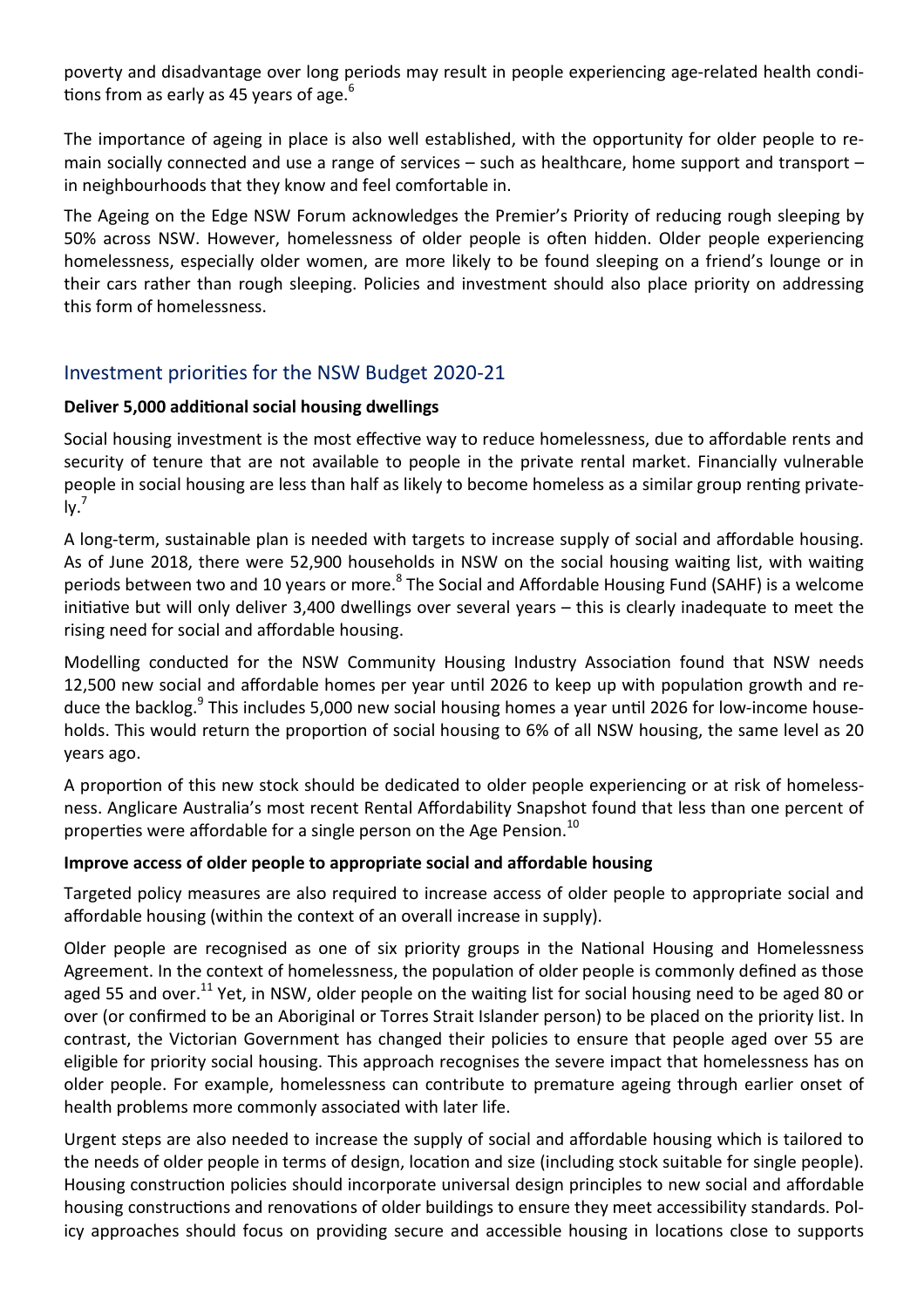poverty and disadvantage over long periods may result in people experiencing age-related health conditions from as early as 45 years of age.[6]

The importance of ageing in place is also well established, with the opportunity for older people to remain socially connected and use a range of services – such as healthcare, home support and transport – in neighbourhoods that they know and feel comfortable in.

The Ageing on the Edge NSW Forum acknowledges the Premier's Priority of reducing rough sleeping by 50% across NSW. However, homelessness of older people is often hidden. Older people experiencing homelessness, especially older women, are more likely to be found sleeping on a friend's lounge or in their cars rather than rough sleeping. Policies and investment should also place priority on addressing this form of homelessness.

## Investment priorities for the NSW Budget 2020-21

**Deliver 5,000 additional social housing dwellings**

Social housing investment is the most effective way to reduce homelessness, due to affordable rents and security of tenure that are not available to people in the private rental market. Financially vulnerable people in social housing are less than half as likely to become homeless as a similar group renting privately.[7]

A long-term, sustainable plan is needed with targets to increase supply of social and affordable housing. As of June 2018, there were 52,900 households in NSW on the social housing waiting list, with waiting periods between two and 10 years or more.[8] The Social and Affordable Housing Fund (SAHF) is a welcome initiative but will only deliver 3,400 dwellings over several years – this is clearly inadequate to meet the rising need for social and affordable housing.

Modelling conducted for the NSW Community Housing Industry Association found that NSW needs 12,500 new social and affordable homes per year until 2026 to keep up with population growth and reduce the backlog.[9] This includes 5,000 new social housing homes a year until 2026 for low-income households. This would return the proportion of social housing to 6% of all NSW housing, the same level as 20 years ago.

A proportion of this new stock should be dedicated to older people experiencing or at risk of homelessness. Anglicare Australia's most recent Rental Affordability Snapshot found that less than one percent of properties were affordable for a single person on the Age Pension.[10]

**Improve access of older people to appropriate social and affordable housing**

Targeted policy measures are also required to increase access of older people to appropriate social and affordable housing (within the context of an overall increase in supply).

Older people are recognised as one of six priority groups in the National Housing and Homelessness Agreement. In the context of homelessness, the population of older people is commonly defined as those aged 55 and over.[11] Yet, in NSW, older people on the waiting list for social housing need to be aged 80 or over (or confirmed to be an Aboriginal or Torres Strait Islander person) to be placed on the priority list. In contrast, the Victorian Government has changed their policies to ensure that people aged over 55 are eligible for priority social housing. This approach recognises the severe impact that homelessness has on older people. For example, homelessness can contribute to premature ageing through earlier onset of health problems more commonly associated with later life.

Urgent steps are also needed to increase the supply of social and affordable housing which is tailored to the needs of older people in terms of design, location and size (including stock suitable for single people). Housing construction policies should incorporate universal design principles to new social and affordable housing constructions and renovations of older buildings to ensure they meet accessibility standards. Policy approaches should focus on providing secure and accessible housing in locations close to supports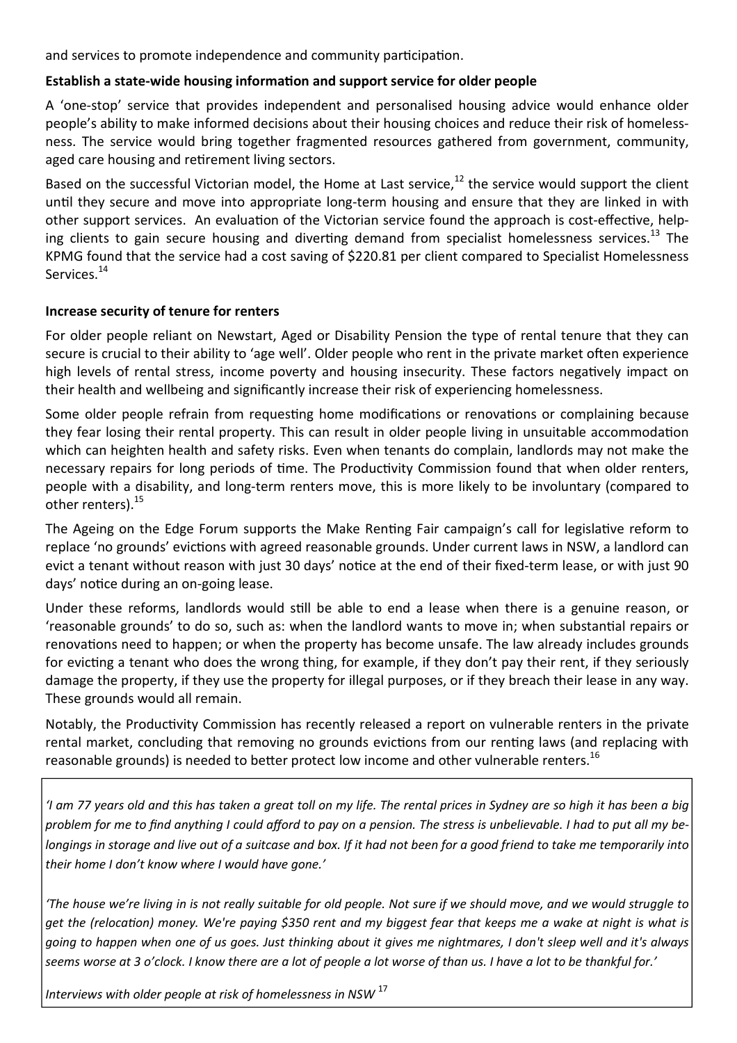and services to promote independence and community participation.

**Establish a state-wide housing information and support service for older people**

A 'one-stop' service that provides independent and personalised housing advice would enhance older people's ability to make informed decisions about their housing choices and reduce their risk of homelessness. The service would bring together fragmented resources gathered from government, community, aged care housing and retirement living sectors.

Based on the successful Victorian model, the Home at Last service,[12] the service would support the client until they secure and move into appropriate long-term housing and ensure that they are linked in with other support services. An evaluation of the Victorian service found the approach is cost-effective, helping clients to gain secure housing and diverting demand from specialist homelessness services.[13] The KPMG found that the service had a cost saving of $220.81 per client compared to Specialist Homelessness Services.[14]

**Increase security of tenure for renters**

For older people reliant on Newstart, Aged or Disability Pension the type of rental tenure that they can secure is crucial to their ability to 'age well'. Older people who rent in the private market often experience high levels of rental stress, income poverty and housing insecurity. These factors negatively impact on their health and wellbeing and significantly increase their risk of experiencing homelessness.

Some older people refrain from requesting home modifications or renovations or complaining because they fear losing their rental property. This can result in older people living in unsuitable accommodation which can heighten health and safety risks. Even when tenants do complain, landlords may not make the necessary repairs for long periods of time. The Productivity Commission found that when older renters, people with a disability, and long-term renters move, this is more likely to be involuntary (compared to other renters).[15]

The Ageing on the Edge Forum supports the Make Renting Fair campaign's call for legislative reform to replace 'no grounds' evictions with agreed reasonable grounds. Under current laws in NSW, a landlord can evict a tenant without reason with just 30 days' notice at the end of their fixed-term lease, or with just 90 days' notice during an on-going lease.

Under these reforms, landlords would still be able to end a lease when there is a genuine reason, or 'reasonable grounds' to do so, such as: when the landlord wants to move in; when substantial repairs or renovations need to happen; or when the property has become unsafe. The law already includes grounds for evicting a tenant who does the wrong thing, for example, if they don't pay their rent, if they seriously damage the property, if they use the property for illegal purposes, or if they breach their lease in any way. These grounds would all remain.

Notably, the Productivity Commission has recently released a report on vulnerable renters in the private rental market, concluding that removing no grounds evictions from our renting laws (and replacing with reasonable grounds) is needed to better protect low income and other vulnerable renters.[16]

*'I am 77 years old and this has taken a great toll on my life. The rental prices in Sydney are so high it has been a big problem for me to find anything I could afford to pay on a pension. The stress is unbelievable. I had to put all my belongings in storage and live out of a suitcase and box. If it had not been for a good friend to take me temporarily into their home I don't know where I would have gone.'*

*'The house we're living in is not really suitable for old people. Not sure if we should move, and we would struggle to get the (relocation) money. We're paying $350 rent and my biggest fear that keeps me a wake at night is what is going to happen when one of us goes. Just thinking about it gives me nightmares, I don't sleep well and it's always seems worse at 3 o'clock. I know there are a lot of people a lot worse of than us. I have a lot to be thankful for.'*

*Interviews with older people at risk of homelessness in NSW* [17]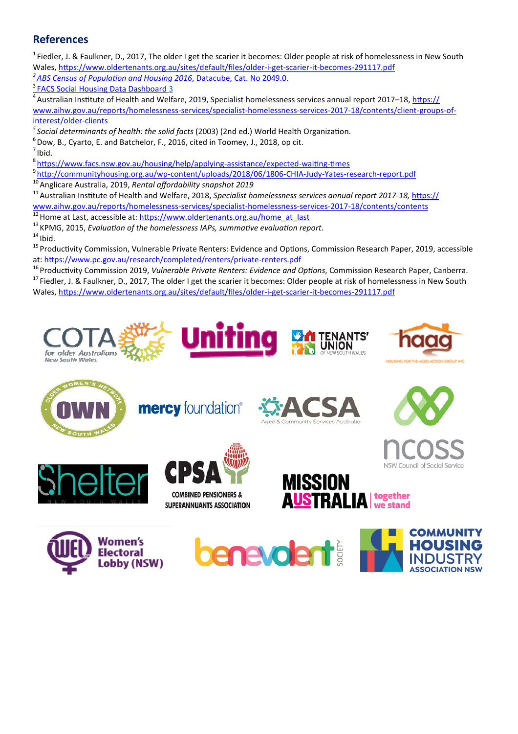## References

[1] Fiedler, J. & Faulkner, D., 2017, The older I get the scarier it becomes: Older people at risk of homelessness in New South Wales, https://www.oldertenants.org.au/sites/default/files/older-i-get-scarier-it-becomes-291117.pdf

[2] *ABS Census of Population and Housing 2016*, Datacube, Cat. No 2049.0.

[3] FACS Social Housing Data Dashboard 3

[4] Australian Institute of Health and Welfare, 2019, Specialist homelessness services annual report 2017–18, https://www.aihw.gov.au/reports/homelessness-services/specialist-homelessness-services-2017-18/contents/client-groups-of-interest/older-clients

[5] *Social determinants of health: the solid facts* (2003) (2nd ed.) World Health Organization.

[6] Dow, B., Cyarto, E. and Batchelor, F., 2016, cited in Toomey, J., 2018, op cit.

[7] Ibid.

[8] https://www.facs.nsw.gov.au/housing/help/applying-assistance/expected-waiting-times

[9] http://communityhousing.org.au/wp-content/uploads/2018/06/1806-CHIA-Judy-Yates-research-report.pdf

[10] Anglicare Australia, 2019, *Rental affordability snapshot 2019*

[11] Australian Institute of Health and Welfare, 2018, *Specialist homelessness services annual report 2017-18*, https://www.aihw.gov.au/reports/homelessness-services/specialist-homelessness-services-2017-18/contents/contents

[12] Home at Last, accessible at: https://www.oldertenants.org.au/home_at_last

[13] KPMG, 2015, *Evaluation of the homelessness IAPs, summative evaluation report*.

[14] Ibid.

[15] Productivity Commission, Vulnerable Private Renters: Evidence and Options, Commission Research Paper, 2019, accessible at: https://www.pc.gov.au/research/completed/renters/private-renters.pdf

[16] Productivity Commission 2019, *Vulnerable Private Renters: Evidence and Options*, Commission Research Paper, Canberra.

[17] Fiedler, J. & Faulkner, D., 2017, The older I get the scarier it becomes: Older people at risk of homelessness in New South Wales, https://www.oldertenants.org.au/sites/default/files/older-i-get-scarier-it-becomes-291117.pdf